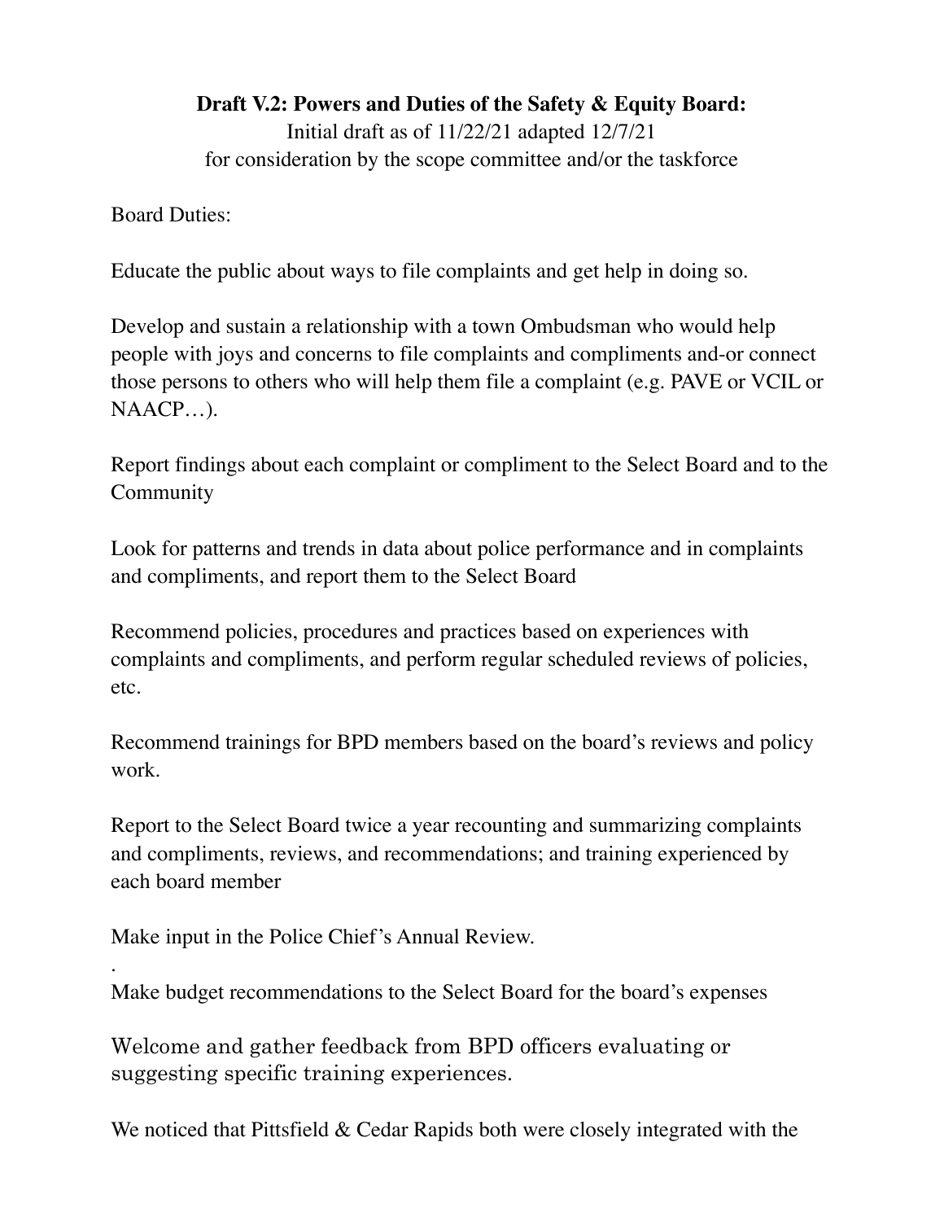**Draft V.2: Powers and Duties of the Safety & Equity Board:**

Initial draft as of 11/22/21 adapted 12/7/21

for consideration by the scope committee and/or the taskforce

Board Duties:

Educate the public about ways to file complaints and get help in doing so.

Develop and sustain a relationship with a town Ombudsman who would help people with joys and concerns to file complaints and compliments and-or connect those persons to others who will help them file a complaint (e.g. PAVE or VCIL or NAACP…).

Report findings about each complaint or compliment to the Select Board and to the Community

Look for patterns and trends in data about police performance and in complaints and compliments, and report them to the Select Board

Recommend policies, procedures and practices based on experiences with complaints and compliments, and perform regular scheduled reviews of policies, etc.

Recommend trainings for BPD members based on the board's reviews and policy work.

Report to the Select Board twice a year recounting and summarizing complaints and compliments, reviews, and recommendations; and training experienced by each board member

Make input in the Police Chief's Annual Review.

.

Make budget recommendations to the Select Board for the board's expenses

Welcome and gather feedback from BPD officers evaluating or suggesting specific training experiences.

We noticed that Pittsfield & Cedar Rapids both were closely integrated with the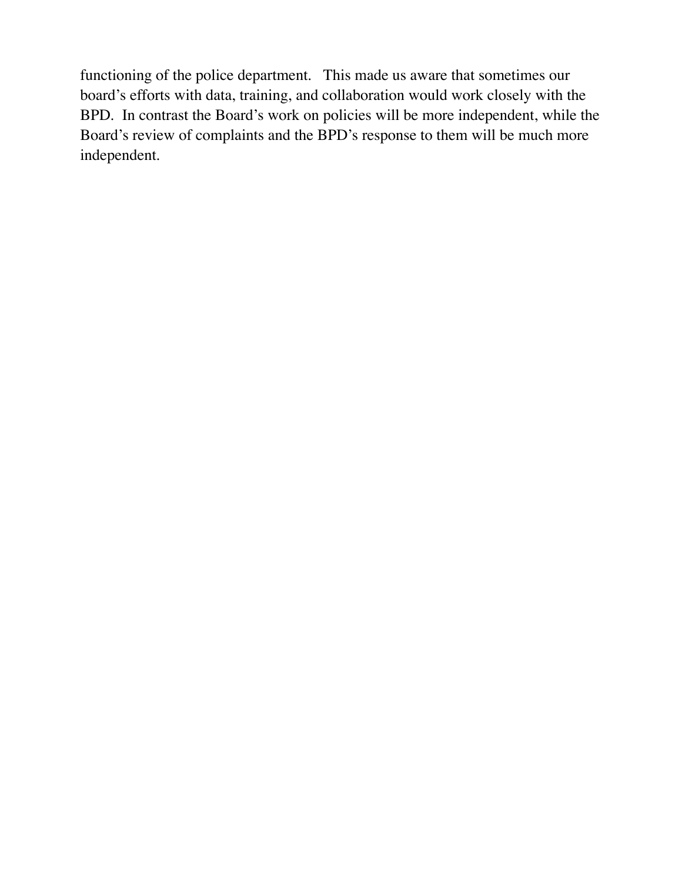functioning of the police department. This made us aware that sometimes our board's efforts with data, training, and collaboration would work closely with the BPD. In contrast the Board's work on policies will be more independent, while the Board's review of complaints and the BPD's response to them will be much more independent.